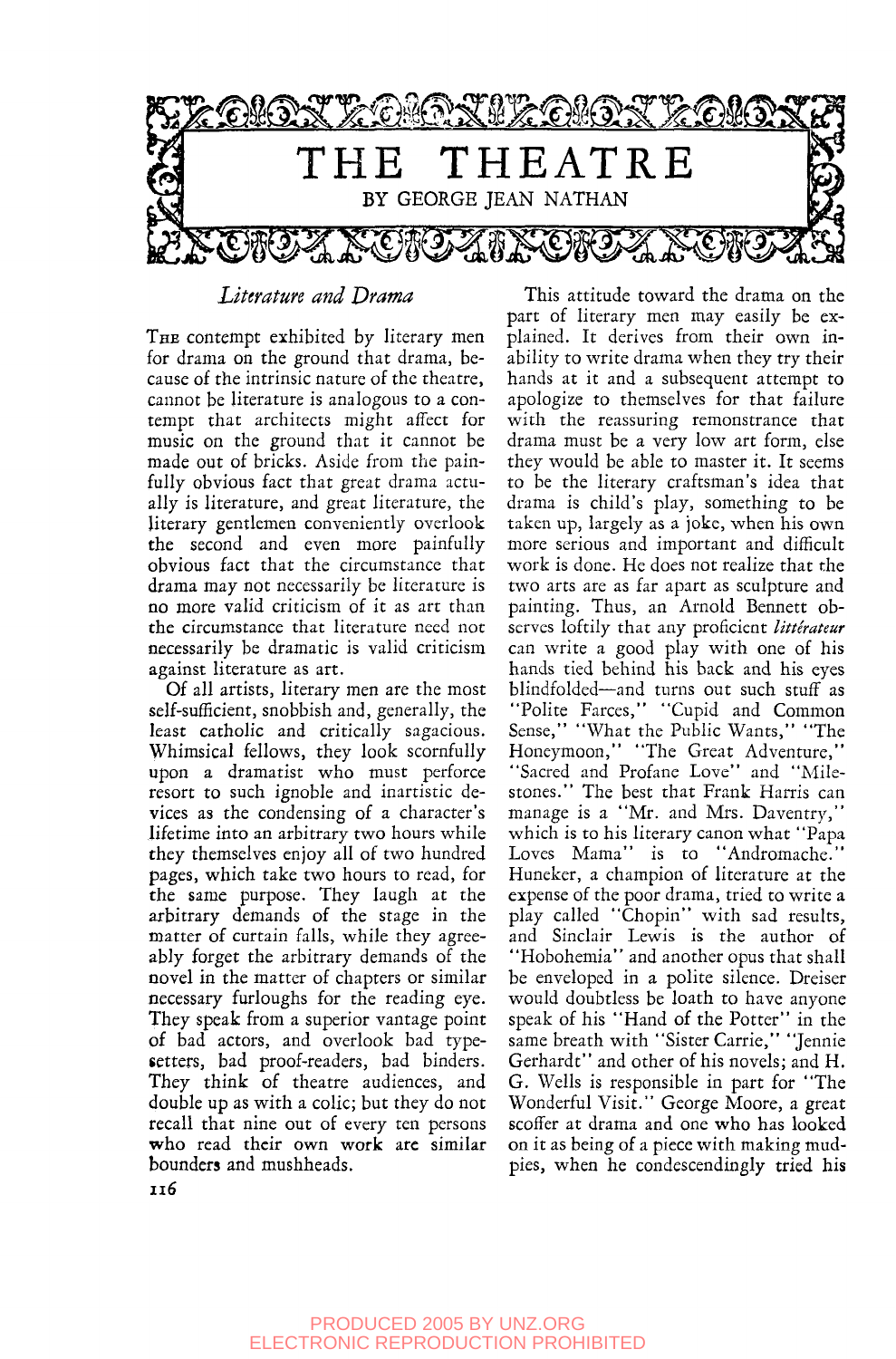# THE THEATRE

BY GEORGE JEAN NATHAN

## *Literature and Drama*

THE contempt exhibited by literary men for drama on the ground that drama, because of the intrinsic nature of the theatre, cannot be literature is analogous to a contempt that architects might affect for music on the ground that it cannot be made out of bricks. Aside from the painfully obvious fact that great drama actually is literature, and great literature, the literary gentlemen conveniently overlook the second and even more painfully obvious fact that the circumstance that drama may not necessarily be literature is no more valid criticism of it as art than the circumstance that literature need not necessarily be dramatic is valid criticism against literature as art.

Of all artists, literary men are the most self-sufficient, snobbish and, generally, the least catholic and critically sagacious. Whimsical fellows, they look scornfully upon a dramatist who must perforce resort to such ignoble and inartistic devices as the condensing of a character's lifetime into an arbitrary two hours while they themselves enjoy all of two hundred pages, which take two hours to read, for the same purpose. They laugh at the arbitrary demands of the stage in the matter of curtain falls, while they agreeably forget the arbitrary demands of the novel in the matter of chapters or similar necessary furloughs for the reading eye. They speak from a superior vantage point of bad actors, and overlook bad typesetters, bad proof-readers, bad binders. They think of theatre audiences, and double up as with a colic; but they do not recall that nine out of every ten persons who read their own work are similar bounders and mushheads.

This attitude toward the drama on the part of literary men may easily be explained. It derives from their own inability to write drama when they try their hands at it and a subsequent attempt to apologize to themselves for that failure with the reassuring remonstrance that drama must be a very low art form, else they would be able to master it. It seems to be the literary craftsman's idea that drama is child's play, something to be taken up, largely as a joke, when his own more serious and important and difficult work is done. He does not realize that the two arts are as far apart as sculpture and painting. Thus, an Arnold Bennett observes loftily that any proficient *littérateur* can write a good play with one of his hands tied behind his back and his eyes blindfolded—and turns out such stuff as "Polite Farces," "Cupid and Common Sense," "What the Public Wants," "The Honeymoon," "The Great Adventure," "Sacred and Profane Love" and "Milestones." The best that Frank Harris can manage is a "Mr. and Mrs. Daventry," which is to his literary canon what "Papa Loves Mama" is to "Andromache." Huneker, a champion of literature at the expense of the poor drama, tried to write a play called "Chopin" with sad results, and Sinclair Lewis is the author of "Hobohemia" and another opus that shall be enveloped in a polite silence. Dreiser would doubtless be loath to have anyone speak of his "Hand of the Potter" in the same breath with "Sister Carrie," "Jennie Gerhardt" and other of his novels; and H. G. Wells is responsible in part for "The Wonderful Visit." George Moore, a great scoffer at drama and one who has looked on it as being of a piece with making mud-pies, when he condescendingly tried his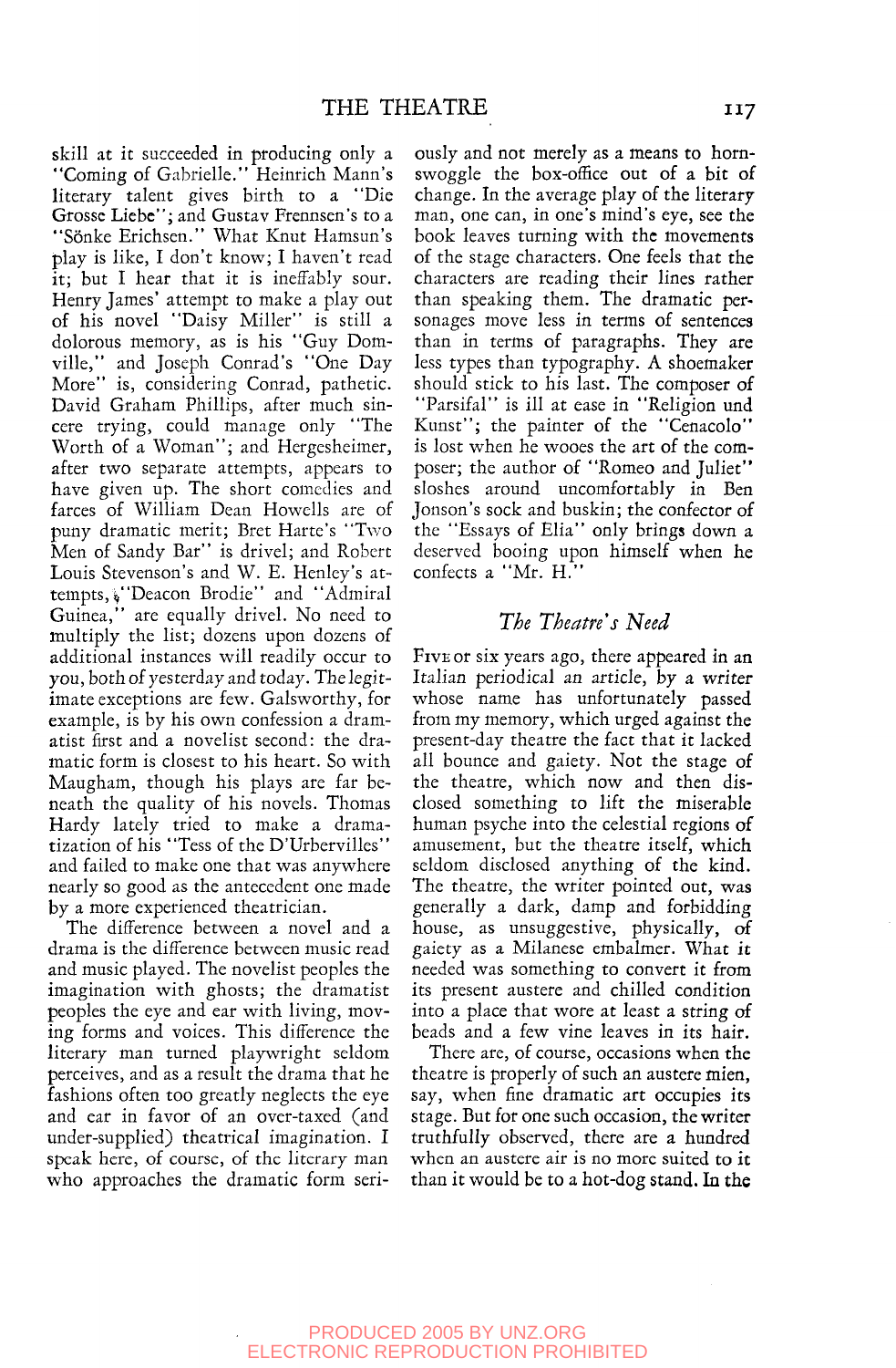skill at it succeeded in producing only a "Coming of Gabrielle." Heinrich Mann's literary talent gives birth to a "Die Grosse Liebe"; and Gustav Frennsen's to a "Sönke Erichsen." What Knut Hamsun's play is like, I don't know; I haven't read it; but I hear that it is ineffably sour. Henry James' attempt to make a play out of his novel "Daisy Miller" is still a dolorous memory, as is his "Guy Domville," and Joseph Conrad's "One Day More" is, considering Conrad, pathetic. David Graham Phillips, after much sincere trying, could manage only "The Worth of a Woman"; and Hergesheimer, after two separate attempts, appears to have given up. The short comedies and farces of William Dean Howells are of puny dramatic merit; Bret Harte's "Two Men of Sandy Bar" is drivel; and Robert Louis Stevenson's and W. E. Henley's attempts, "Deacon Brodie" and "Admiral Guinea," are equally drivel. No need to multiply the list; dozens upon dozens of additional instances will readily occur to you, both of yesterday and today. The legitimate exceptions are few. Galsworthy, for example, is by his own confession a dramatist first and a novelist second: the dramatic form is closest to his heart. So with Maugham, though his plays are far beneath the quality of his novels. Thomas Hardy lately tried to make a dramatization of his "Tess of the D'Urbervilles" and failed to make one that was anywhere nearly so good as the antecedent one made by a more experienced theatrician.

The difference between a novel and a drama is the difference between music read and music played. The novelist peoples the imagination with ghosts; the dramatist peoples the eye and ear with living, moving forms and voices. This difference the literary man turned playwright seldom perceives, and as a result the drama that he fashions often too greatly neglects the eye and ear in favor of an over-taxed (and under-supplied) theatrical imagination. I speak here, of course, of the literary man who approaches the dramatic form seriously and not merely as a means to hornswoggle the box-office out of a bit of change. In the average play of the literary man, one can, in one's mind's eye, see the book leaves turning with the movements of the stage characters. One feels that the characters are reading their lines rather than speaking them. The dramatic personages move less in terms of sentences than in terms of paragraphs. They are less types than typography. A shoemaker should stick to his last. The composer of "Parsifal" is ill at ease in "Religion und Kunst"; the painter of the "Cenacolo" is lost when he wooes the art of the composer; the author of "Romeo and Juliet" sloshes around uncomfortably in Ben Jonson's sock and buskin; the confector of the "Essays of Elia" only brings down a deserved booing upon himself when he confects a "Mr. H."

### *The Theatre's Need*

Five or six years ago, there appeared in an Italian periodical an article, by a writer whose name has unfortunately passed from my memory, which urged against the present-day theatre the fact that it lacked all bounce and gaiety. Not the stage of the theatre, which now and then disclosed something to lift the miserable human psyche into the celestial regions of amusement, but the theatre itself, which seldom disclosed anything of the kind. The theatre, the writer pointed out, was generally a dark, damp and forbidding house, as unsuggestive, physically, of gaiety as a Milanese embalmer. What it needed was something to convert it from its present austere and chilled condition into a place that wore at least a string of beads and a few vine leaves in its hair.

There are, of course, occasions when the theatre is properly of such an austere mien, say, when fine dramatic art occupies its stage. But for one such occasion, the writer truthfully observed, there are a hundred when an austere air is no more suited to it than it would be to a hot-dog stand. In the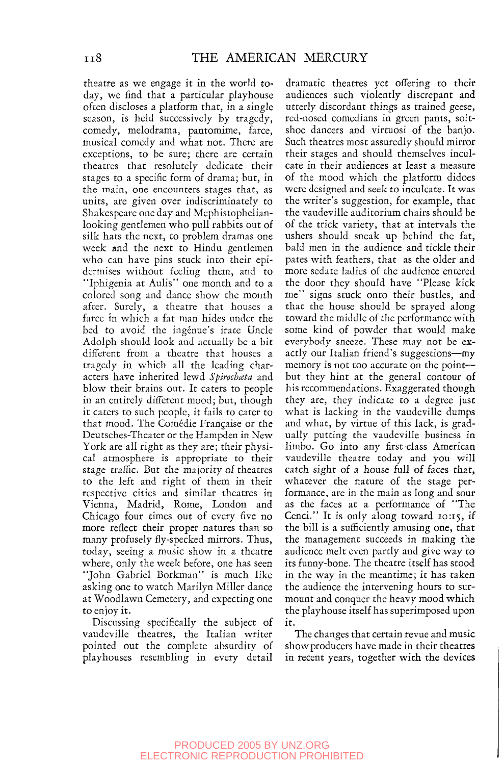theatre as we engage it in the world today, we find that a particular playhouse often discloses a platform that, in a single season, is held successively by tragedy, comedy, melodrama, pantomime, farce, musical comedy and what not. There are exceptions, to be sure; there are certain theatres that resolutely dedicate their stages to a specific form of drama; but, in the main, one encounters stages that, as units, are given over indiscriminately to Shakespeare one day and Mephistophelian-looking gentlemen who pull rabbits out of silk hats the next, to problem dramas one week and the next to Hindu gentlemen who can have pins stuck into their epidermises without feeling them, and to "Iphigenia at Aulis" one month and to a colored song and dance show the month after. Surely, a theatre that houses a farce in which a fat man hides under the bed to avoid the ingénue's irate Uncle Adolph should look and actually be a bit different from a theatre that houses a tragedy in which all the leading characters have inherited lewd *Spirochæta* and blow their brains out. It caters to people in an entirely different mood; but, though it caters to such people, it fails to cater to that mood. The Comédie Française or the Deutsches-Theater or the Hampden in New York are all right as they are; their physical atmosphere is appropriate to their stage traffic. But the majority of theatres to the left and right of them in their respective cities and similar theatres in Vienna, Madrid, Rome, London and Chicago four times out of every five no more reflect their proper natures than so many profusely fly-specked mirrors. Thus, today, seeing a music show in a theatre where, only the week before, one has seen "John Gabriel Borkman" is much like asking one to watch Marilyn Miller dance at Woodlawn Cemetery, and expecting one to enjoy it.

Discussing specifically the subject of vaudeville theatres, the Italian writer pointed out the complete absurdity of playhouses resembling in every detail dramatic theatres yet offering to their audiences such violently discrepant and utterly discordant things as trained geese, red-nosed comedians in green pants, soft-shoe dancers and virtuosi of the banjo. Such theatres most assuredly should mirror their stages and should themselves inculcate in their audiences at least a measure of the mood which the platform didoes were designed and seek to inculcate. It was the writer's suggestion, for example, that the vaudeville auditorium chairs should be of the trick variety, that at intervals the ushers should sneak up behind the fat, bald men in the audience and tickle their pates with feathers, that as the older and more sedate ladies of the audience entered the door they should have "Please kick me" signs stuck onto their bustles, and that the house should be sprayed along toward the middle of the performance with some kind of powder that would make everybody sneeze. These may not be exactly our Italian friend's suggestions—my memory is not too accurate on the point—but they hint at the general contour of his recommendations. Exaggerated though they are, they indicate to a degree just what is lacking in the vaudeville dumps and what, by virtue of this lack, is gradually putting the vaudeville business in limbo. Go into any first-class American vaudeville theatre today and you will catch sight of a house full of faces that, whatever the nature of the stage performance, are in the main as long and sour as the faces at a performance of "The Cenci." It is only along toward 10:15, if the bill is a sufficiently amusing one, that the management succeeds in making the audience melt even partly and give way to its funny-bone. The theatre itself has stood in the way in the meantime; it has taken the audience the intervening hours to surmount and conquer the heavy mood which the playhouse itself has superimposed upon it.

The changes that certain revue and music show producers have made in their theatres in recent years, together with the devices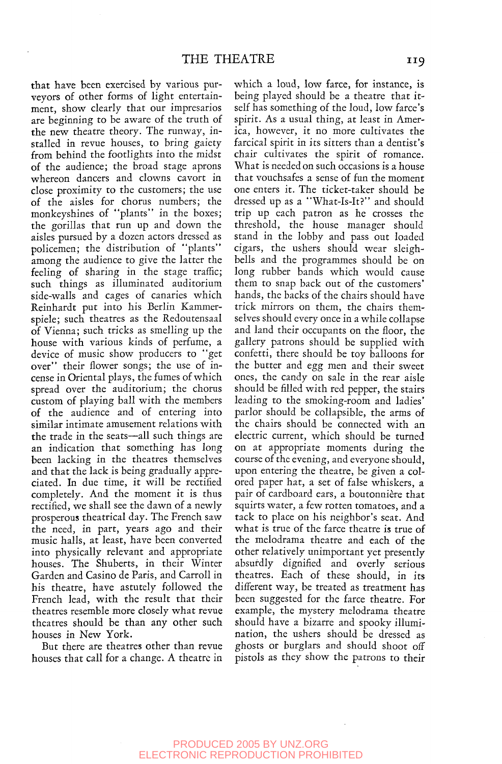that have been exercised by various purveyors of other forms of light entertainment, show clearly that our impresarios are beginning to be aware of the truth of the new theatre theory. The runway, installed in revue houses, to bring gaiety from behind the footlights into the midst of the audience; the broad stage aprons whereon dancers and clowns cavort in close proximity to the customers; the use of the aisles for chorus numbers; the monkeyshines of "plants" in the boxes; the gorillas that run up and down the aisles pursued by a dozen actors dressed as policemen; the distribution of "plants" among the audience to give the latter the feeling of sharing in the stage traffic; such things as illuminated auditorium side-walls and cages of canaries which Reinhardt put into his Berlin Kammerspiele; such theatres as the Redoutensaal of Vienna; such tricks as smelling up the house with various kinds of perfume, a device of music show producers to "get over" their flower songs; the use of incense in Oriental plays, the fumes of which spread over the auditorium; the chorus custom of playing ball with the members of the audience and of entering into similar intimate amusement relations with the trade in the seats—all such things are an indication that something has long been lacking in the theatres themselves and that the lack is being gradually appreciated. In due time, it will be rectified completely. And the moment it is thus rectified, we shall see the dawn of a newly prosperous theatrical day. The French saw the need, in part, years ago and their music halls, at least, have been converted into physically relevant and appropriate houses. The Shuberts, in their Winter Garden and Casino de Paris, and Carroll in his theatre, have astutely followed the French lead, with the result that their theatres resemble more closely what revue theatres should be than any other such houses in New York.

But there are theatres other than revue houses that call for a change. A theatre in which a loud, low farce, for instance, is being played should be a theatre that itself has something of the loud, low farce's spirit. As a usual thing, at least in America, however, it no more cultivates the farcical spirit in its sitters than a dentist's chair cultivates the spirit of romance. What is needed on such occasions is a house that vouchsafes a sense of fun the moment one enters it. The ticket-taker should be dressed up as a "What-Is-It?" and should trip up each patron as he crosses the threshold, the house manager should stand in the lobby and pass out loaded cigars, the ushers should wear sleigh-bells and the programmes should be on long rubber bands which would cause them to snap back out of the customers' hands, the backs of the chairs should have trick mirrors on them, the chairs themselves should every once in a while collapse and land their occupants on the floor, the gallery patrons should be supplied with confetti, there should be toy balloons for the butter and egg men and their sweet ones, the candy on sale in the rear aisle should be filled with red pepper, the stairs leading to the smoking-room and ladies' parlor should be collapsible, the arms of the chairs should be connected with an electric current, which should be turned on at appropriate moments during the course of the evening, and everyone should, upon entering the theatre, be given a colored paper hat, a set of false whiskers, a pair of cardboard ears, a boutonnière that squirts water, a few rotten tomatoes, and a tack to place on his neighbor's seat. And what is true of the farce theatre is true of the melodrama theatre and each of the other relatively unimportant yet presently absurdly dignified and overly serious theatres. Each of these should, in its different way, be treated as treatment has been suggested for the farce theatre. For example, the mystery melodrama theatre should have a bizarre and spooky illumination, the ushers should be dressed as ghosts or burglars and should shoot off pistols as they show the patrons to their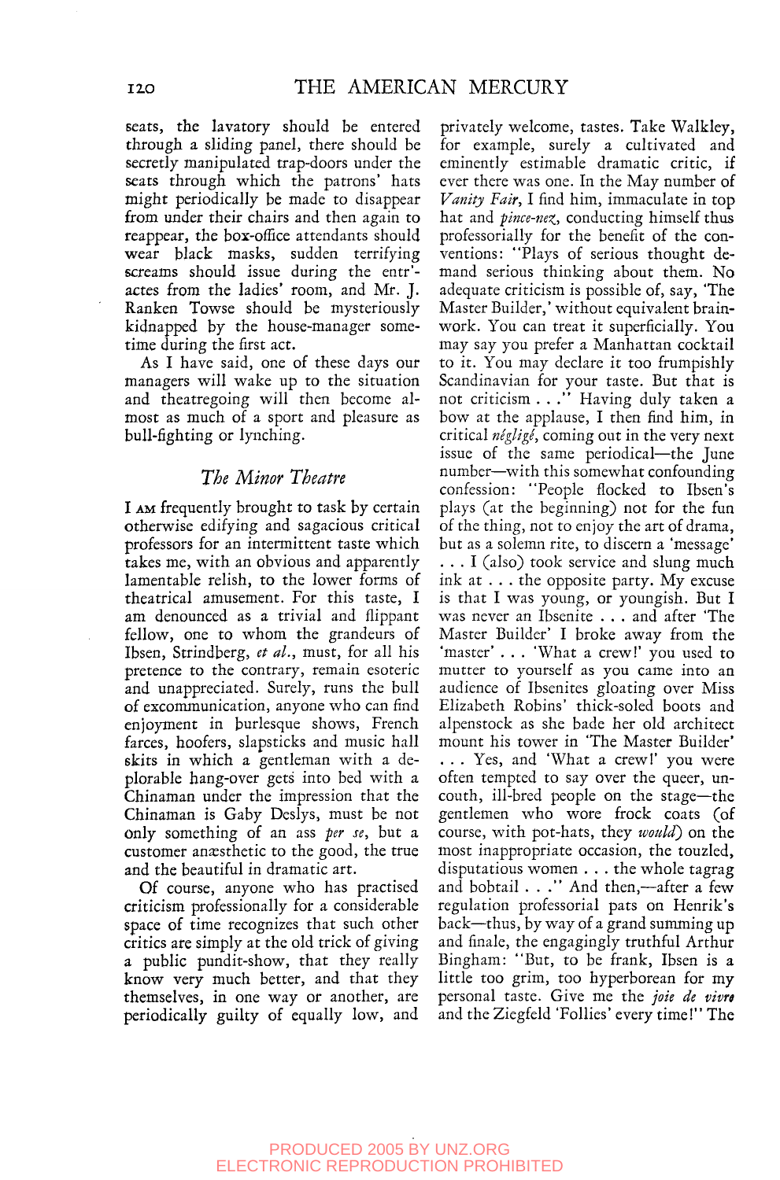seats, the lavatory should be entered through a sliding panel, there should be secretly manipulated trap-doors under the seats through which the patrons' hats might periodically be made to disappear from under their chairs and then again to reappear, the box-office attendants should wear black masks, sudden terrifying screams should issue during the entr'-actes from the ladies' room, and Mr. J. Ranken Towse should be mysteriously kidnapped by the house-manager sometime during the first act.

As I have said, one of these days our managers will wake up to the situation and theatregoing will then become almost as much of a sport and pleasure as bull-fighting or lynching.

## *The Minor Theatre*

I AM frequently brought to task by certain otherwise edifying and sagacious critical professors for an intermittent taste which takes me, with an obvious and apparently lamentable relish, to the lower forms of theatrical amusement. For this taste, I am denounced as a trivial and flippant fellow, one to whom the grandeurs of Ibsen, Strindberg, *et al.*, must, for all his pretence to the contrary, remain esoteric and unappreciated. Surely, runs the bull of excommunication, anyone who can find enjoyment in burlesque shows, French farces, hoofers, slapsticks and music hall skits in which a gentleman with a deplorable hang-over gets into bed with a Chinaman under the impression that the Chinaman is Gaby Deslys, must be not only something of an ass *per se*, but a customer anæsthetic to the good, the true and the beautiful in dramatic art.

Of course, anyone who has practised criticism professionally for a considerable space of time recognizes that such other critics are simply at the old trick of giving a public pundit-show, that they really know very much better, and that they themselves, in one way or another, are periodically guilty of equally low, and privately welcome, tastes. Take Walkley, for example, surely a cultivated and eminently estimable dramatic critic, if ever there was one. In the May number of *Vanity Fair*, I find him, immaculate in top hat and *pince-nez*, conducting himself thus professorially for the benefit of the conventions: "Plays of serious thought demand serious thinking about them. No adequate criticism is possible of, say, 'The Master Builder,' without equivalent brainwork. You can treat it superficially. You may say you prefer a Manhattan cocktail to it. You may declare it too frumpishly Scandinavian for your taste. But that is not criticism . . ." Having duly taken a bow at the applause, I then find him, in critical *négligé*, coming out in the very next issue of the same periodical—the June number—with this somewhat confounding confession: "People flocked to Ibsen's plays (at the beginning) not for the fun of the thing, not to enjoy the art of drama, but as a solemn rite, to discern a 'message' . . . I (also) took service and slung much ink at . . . the opposite party. My excuse is that I was young, or youngish. But I was never an Ibsenite . . . and after 'The Master Builder' I broke away from the 'master' . . . 'What a crew!' you used to mutter to yourself as you came into an audience of Ibsenites gloating over Miss Elizabeth Robins' thick-soled boots and alpenstock as she bade her old architect mount his tower in 'The Master Builder' . . . Yes, and 'What a crew!' you were often tempted to say over the queer, uncouth, ill-bred people on the stage—the gentlemen who wore frock coats (of course, with pot-hats, they *would*) on the most inappropriate occasion, the touzled, disputatious women . . . the whole tagrag and bobtail . . ." And then,—after a few regulation professorial pats on Henrik's back—thus, by way of a grand summing up and finale, the engagingly truthful Arthur Bingham: "But, to be frank, Ibsen is a little too grim, too hyperborean for my personal taste. Give me the *joie de vivre* and the Ziegfeld 'Follies' every time!" The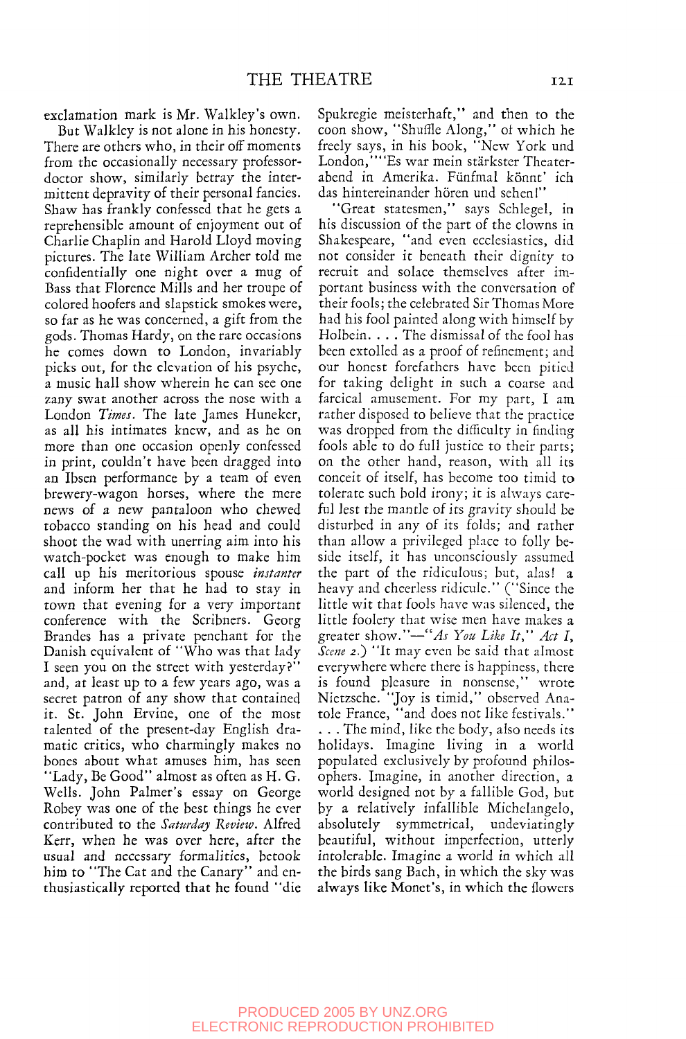exclamation mark is Mr. Walkley's own.

But Walkley is not alone in his honesty. There are others who, in their off moments from the occasionally necessary professor-doctor show, similarly betray the intermittent depravity of their personal fancies. Shaw has frankly confessed that he gets a reprehensible amount of enjoyment out of Charlie Chaplin and Harold Lloyd moving pictures. The late William Archer told me confidentially one night over a mug of Bass that Florence Mills and her troupe of colored hoofers and slapstick smokes were, so far as he was concerned, a gift from the gods. Thomas Hardy, on the rare occasions he comes down to London, invariably picks out, for the elevation of his psyche, a music hall show wherein he can see one zany swat another across the nose with a London *Times*. The late James Huneker, as all his intimates knew, and as he on more than one occasion openly confessed in print, couldn't have been dragged into an Ibsen performance by a team of even brewery-wagon horses, where the mere news of a new pantaloon who chewed tobacco standing on his head and could shoot the wad with unerring aim into his watch-pocket was enough to make him call up his meritorious spouse *instanter* and inform her that he had to stay in town that evening for a very important conference with the Scribners. Georg Brandes has a private penchant for the Danish equivalent of "Who was that lady I seen you on the street with yesterday?" and, at least up to a few years ago, was a secret patron of any show that contained it. St. John Ervine, one of the most talented of the present-day English dramatic critics, who charmingly makes no bones about what amuses him, has seen "Lady, Be Good" almost as often as H. G. Wells. John Palmer's essay on George Robey was one of the best things he ever contributed to the *Saturday Review*. Alfred Kerr, when he was over here, after the usual and necessary formalities, betook him to "The Cat and the Canary" and enthusiastically reported that he found "die Spukregie meisterhaft," and then to the coon show, "Shuffle Along," of which he freely says, in his book, "New York und London," "'Es war mein stärkster Theaterabend in Amerika. Fünfmal könnt' ich das hintereinander hören und sehen!"

"Great statesmen," says Schlegel, in his discussion of the part of the clowns in Shakespeare, "and even ecclesiastics, did not consider it beneath their dignity to recruit and solace themselves after important business with the conversation of their fools; the celebrated Sir Thomas More had his fool painted along with himself by Holbein. . . . The dismissal of the fool has been extolled as a proof of refinement; and our honest forefathers have been pitied for taking delight in such a coarse and farcical amusement. For my part, I am rather disposed to believe that the practice was dropped from the difficulty in finding fools able to do full justice to their parts; on the other hand, reason, with all its conceit of itself, has become too timid to tolerate such bold irony; it is always careful lest the mantle of its gravity should be disturbed in any of its folds; and rather than allow a privileged place to folly beside itself, it has unconsciously assumed the part of the ridiculous; but, alas! a heavy and cheerless ridicule." ("Since the little wit that fools have was silenced, the little foolery that wise men have makes a greater show."—"*As You Like It*," *Act I, Scene 2*.) "It may even be said that almost everywhere where there is happiness, there is found pleasure in nonsense," wrote Nietzsche. "Joy is timid," observed Anatole France, "and does not like festivals." . . . The mind, like the body, also needs its holidays. Imagine living in a world populated exclusively by profound philosophers. Imagine, in another direction, a world designed not by a fallible God, but by a relatively infallible Michelangelo, absolutely symmetrical, undeviatingly beautiful, without imperfection, utterly intolerable. Imagine a world in which all the birds sang Bach, in which the sky was always like Monet's, in which the flowers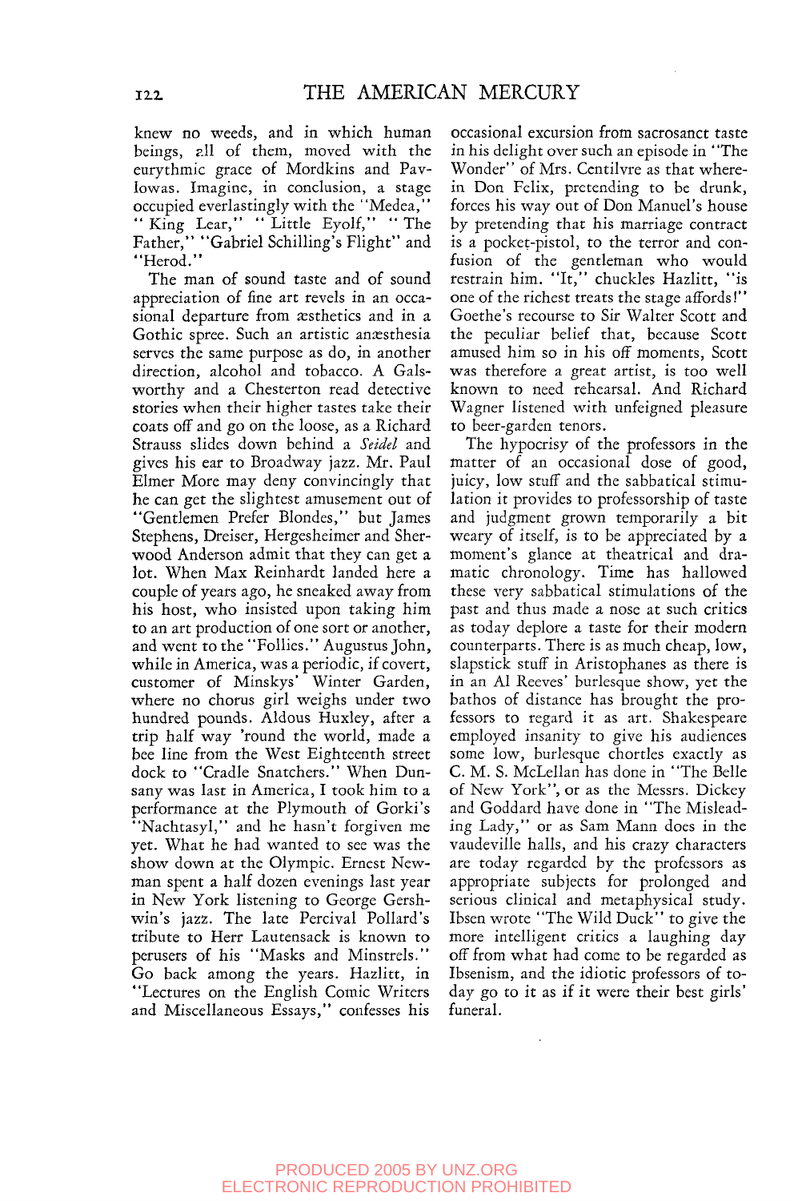knew no weeds, and in which human beings, all of them, moved with the eurythmic grace of Mordkins and Pavlowas. Imagine, in conclusion, a stage occupied everlastingly with the "Medea," "King Lear," "Little Eyolf," "The Father," "Gabriel Schilling's Flight" and "Herod."

The man of sound taste and of sound appreciation of fine art revels in an occasional departure from æsthetics and in a Gothic spree. Such an artistic anæsthesia serves the same purpose as do, in another direction, alcohol and tobacco. A Galsworthy and a Chesterton read detective stories when their higher tastes take their coats off and go on the loose, as a Richard Strauss slides down behind a *Seidel* and gives his ear to Broadway jazz. Mr. Paul Elmer More may deny convincingly that he can get the slightest amusement out of "Gentlemen Prefer Blondes," but James Stephens, Dreiser, Hergesheimer and Sherwood Anderson admit that they can get a lot. When Max Reinhardt landed here a couple of years ago, he sneaked away from his host, who insisted upon taking him to an art production of one sort or another, and went to the "Follies." Augustus John, while in America, was a periodic, if covert, customer of Minskys' Winter Garden, where no chorus girl weighs under two hundred pounds. Aldous Huxley, after a trip half way 'round the world, made a bee line from the West Eighteenth street dock to "Cradle Snatchers." When Dunsany was last in America, I took him to a performance at the Plymouth of Gorki's "Nachtasyl," and he hasn't forgiven me yet. What he had wanted to see was the show down at the Olympic. Ernest Newman spent a half dozen evenings last year in New York listening to George Gershwin's jazz. The late Percival Pollard's tribute to Herr Lautensack is known to perusers of his "Masks and Minstrels." Go back among the years. Hazlitt, in "Lectures on the English Comic Writers and Miscellaneous Essays," confesses his occasional excursion from sacrosanct taste in his delight over such an episode in "The Wonder" of Mrs. Centilvre as that wherein Don Felix, pretending to be drunk, forces his way out of Don Manuel's house by pretending that his marriage contract is a pocket-pistol, to the terror and confusion of the gentleman who would restrain him. "It," chuckles Hazlitt, "is one of the richest treats the stage affords!" Goethe's recourse to Sir Walter Scott and the peculiar belief that, because Scott amused him so in his off moments, Scott was therefore a great artist, is too well known to need rehearsal. And Richard Wagner listened with unfeigned pleasure to beer-garden tenors.

The hypocrisy of the professors in the matter of an occasional dose of good, juicy, low stuff and the sabbatical stimulation it provides to professorship of taste and judgment grown temporarily a bit weary of itself, is to be appreciated by a moment's glance at theatrical and dramatic chronology. Time has hallowed these very sabbatical stimulations of the past and thus made a nose at such critics as today deplore a taste for their modern counterparts. There is as much cheap, low, slapstick stuff in Aristophanes as there is in an Al Reeves' burlesque show, yet the bathos of distance has brought the professors to regard it as art. Shakespeare employed insanity to give his audiences some low, burlesque chortles exactly as C. M. S. McLellan has done in "The Belle of New York", or as the Messrs. Dickey and Goddard have done in "The Misleading Lady," or as Sam Mann does in the vaudeville halls, and his crazy characters are today regarded by the professors as appropriate subjects for prolonged and serious clinical and metaphysical study. Ibsen wrote "The Wild Duck" to give the more intelligent critics a laughing day off from what had come to be regarded as Ibsenism, and the idiotic professors of today go to it as if it were their best girls' funeral.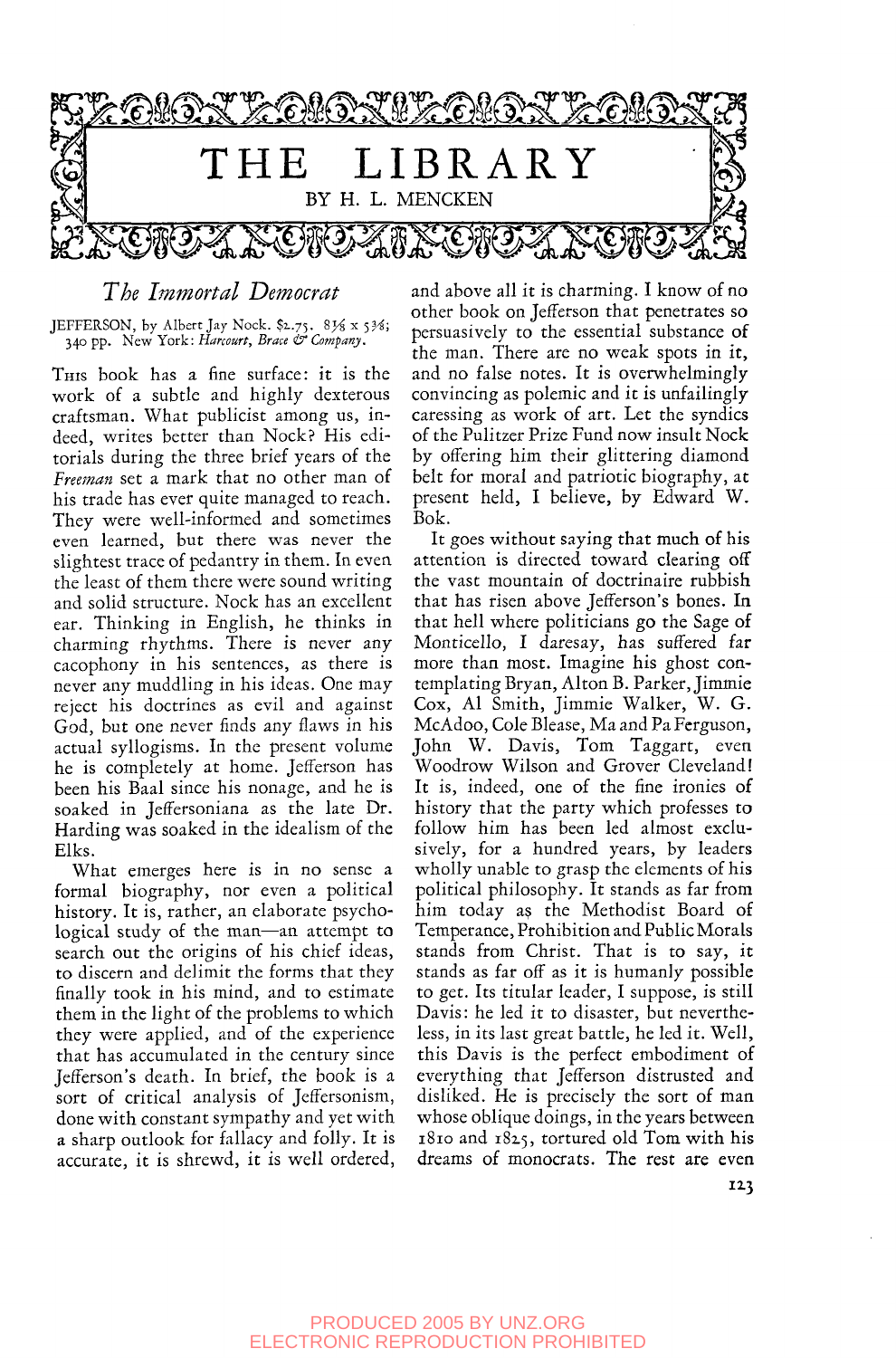# THE LIBRARY

BY H. L. MENCKEN

## *The Immortal Democrat*

JEFFERSON, by Albert Jay Nock. $2.75. 8⅛ x 5⅜; 340 pp. New York: *Harcourt, Brace & Company.*

This book has a fine surface: it is the work of a subtle and highly dexterous craftsman. What publicist among us, indeed, writes better than Nock? His editorials during the three brief years of the *Freeman* set a mark that no other man of his trade has ever quite managed to reach. They were well-informed and sometimes even learned, but there was never the slightest trace of pedantry in them. In even the least of them there were sound writing and solid structure. Nock has an excellent ear. Thinking in English, he thinks in charming rhythms. There is never any cacophony in his sentences, as there is never any muddling in his ideas. One may reject his doctrines as evil and against God, but one never finds any flaws in his actual syllogisms. In the present volume he is completely at home. Jefferson has been his Baal since his nonage, and he is soaked in Jeffersoniana as the late Dr. Harding was soaked in the idealism of the Elks.

What emerges here is in no sense a formal biography, nor even a political history. It is, rather, an elaborate psychological study of the man—an attempt to search out the origins of his chief ideas, to discern and delimit the forms that they finally took in his mind, and to estimate them in the light of the problems to which they were applied, and of the experience that has accumulated in the century since Jefferson's death. In brief, the book is a sort of critical analysis of Jeffersonism, done with constant sympathy and yet with a sharp outlook for fallacy and folly. It is accurate, it is shrewd, it is well ordered, and above all it is charming. I know of no other book on Jefferson that penetrates so persuasively to the essential substance of the man. There are no weak spots in it, and no false notes. It is overwhelmingly convincing as polemic and it is unfailingly caressing as work of art. Let the syndics of the Pulitzer Prize Fund now insult Nock by offering him their glittering diamond belt for moral and patriotic biography, at present held, I believe, by Edward W. Bok.

It goes without saying that much of his attention is directed toward clearing off the vast mountain of doctrinaire rubbish that has risen above Jefferson's bones. In that hell where politicians go the Sage of Monticello, I daresay, has suffered far more than most. Imagine his ghost contemplating Bryan, Alton B. Parker, Jimmie Cox, Al Smith, Jimmie Walker, W. G. McAdoo, Cole Blease, Ma and Pa Ferguson, John W. Davis, Tom Taggart, even Woodrow Wilson and Grover Cleveland! It is, indeed, one of the fine ironies of history that the party which professes to follow him has been led almost exclusively, for a hundred years, by leaders wholly unable to grasp the elements of his political philosophy. It stands as far from him today as the Methodist Board of Temperance, Prohibition and Public Morals stands from Christ. That is to say, it stands as far off as it is humanly possible to get. Its titular leader, I suppose, is still Davis: he led it to disaster, but nevertheless, in its last great battle, he led it. Well, this Davis is the perfect embodiment of everything that Jefferson distrusted and disliked. He is precisely the sort of man whose oblique doings, in the years between 1810 and 1825, tortured old Tom with his dreams of monocrats. The rest are even